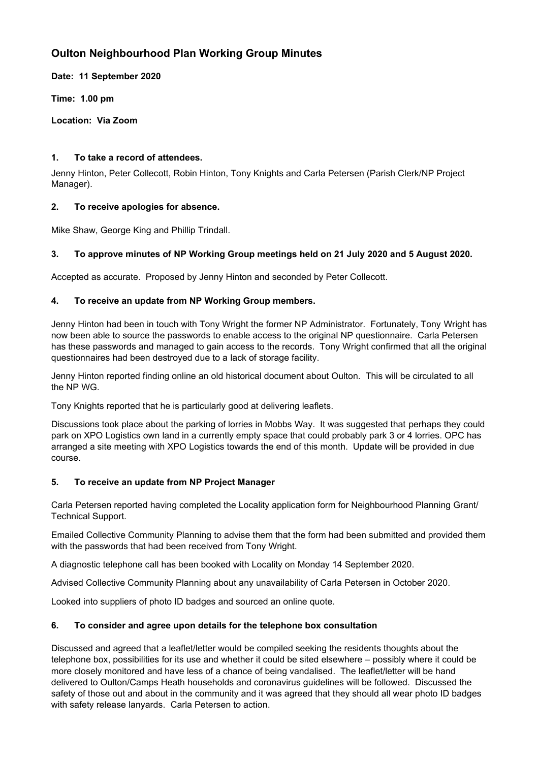# Oulton Neighbourhood Plan Working Group Minutes

**Date: 11 September 2020**

**Time: 1.00 pm**

**Location: Via Zoom**

### 1. To take a record of attendees.

Jenny Hinton, Peter Collecott, Robin Hinton, Tony Knights and Carla Petersen (Parish Clerk/NP Project Manager).

### 2. To receive apologies for absence.

Mike Shaw, George King and Phillip Trindall.

### 3. To approve minutes of NP Working Group meetings held on 21 July 2020 and 5 August 2020.

Accepted as accurate. Proposed by Jenny Hinton and seconded by Peter Collecott.

### 4. To receive an update from NP Working Group members.

Jenny Hinton had been in touch with Tony Wright the former NP Administrator. Fortunately, Tony Wright has now been able to source the passwords to enable access to the original NP questionnaire. Carla Petersen has these passwords and managed to gain access to the records. Tony Wright confirmed that all the original questionnaires had been destroyed due to a lack of storage facility.

Jenny Hinton reported finding online an old historical document about Oulton. This will be circulated to all the NP WG.

Tony Knights reported that he is particularly good at delivering leaflets.

Discussions took place about the parking of lorries in Mobbs Way. It was suggested that perhaps they could park on XPO Logistics own land in a currently empty space that could probably park 3 or 4 lorries. OPC has arranged a site meeting with XPO Logistics towards the end of this month. Update will be provided in due course.

### 5. To receive an update from NP Project Manager

Carla Petersen reported having completed the Locality application form for Neighbourhood Planning Grant/ Technical Support.

Emailed Collective Community Planning to advise them that the form had been submitted and provided them with the passwords that had been received from Tony Wright.

A diagnostic telephone call has been booked with Locality on Monday 14 September 2020.

Advised Collective Community Planning about any unavailability of Carla Petersen in October 2020.

Looked into suppliers of photo ID badges and sourced an online quote.

### 6. To consider and agree upon details for the telephone box consultation

Discussed and agreed that a leaflet/letter would be compiled seeking the residents thoughts about the telephone box, possibilities for its use and whether it could be sited elsewhere – possibly where it could be more closely monitored and have less of a chance of being vandalised. The leaflet/letter will be hand delivered to Oulton/Camps Heath households and coronavirus guidelines will be followed. Discussed the safety of those out and about in the community and it was agreed that they should all wear photo ID badges with safety release lanyards. Carla Petersen to action.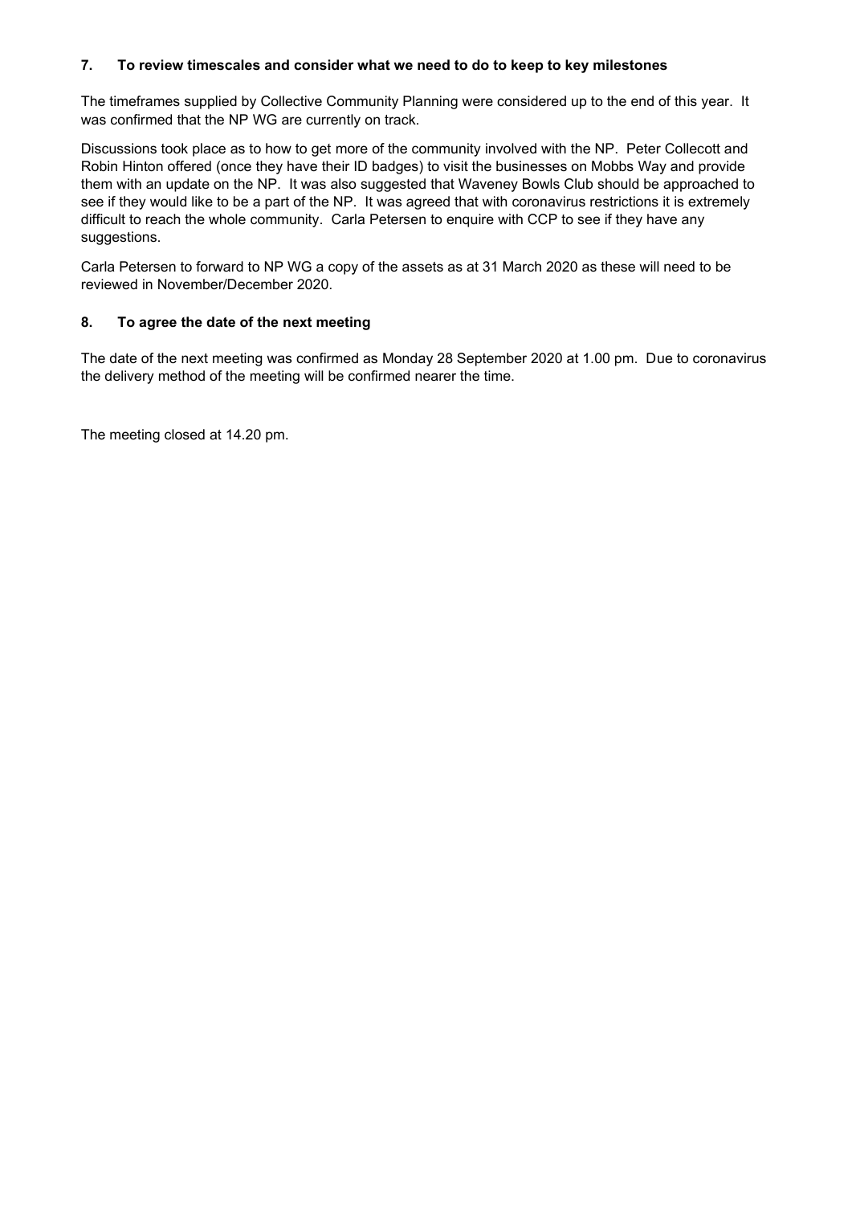**7. To review timescales and consider what we need to do to keep to key milestones**

The timeframes supplied by Collective Community Planning were considered up to the end of this year. It was confirmed that the NP WG are currently on track.

Discussions took place as to how to get more of the community involved with the NP. Peter Collecott and Robin Hinton offered (once they have their ID badges) to visit the businesses on Mobbs Way and provide them with an update on the NP. It was also suggested that Waveney Bowls Club should be approached to see if they would like to be a part of the NP. It was agreed that with coronavirus restrictions it is extremely difficult to reach the whole community. Carla Petersen to enquire with CCP to see if they have any suggestions.

Carla Petersen to forward to NP WG a copy of the assets as at 31 March 2020 as these will need to be reviewed in November/December 2020.

**8. To agree the date of the next meeting**

The date of the next meeting was confirmed as Monday 28 September 2020 at 1.00 pm. Due to coronavirus the delivery method of the meeting will be confirmed nearer the time.

The meeting closed at 14.20 pm.